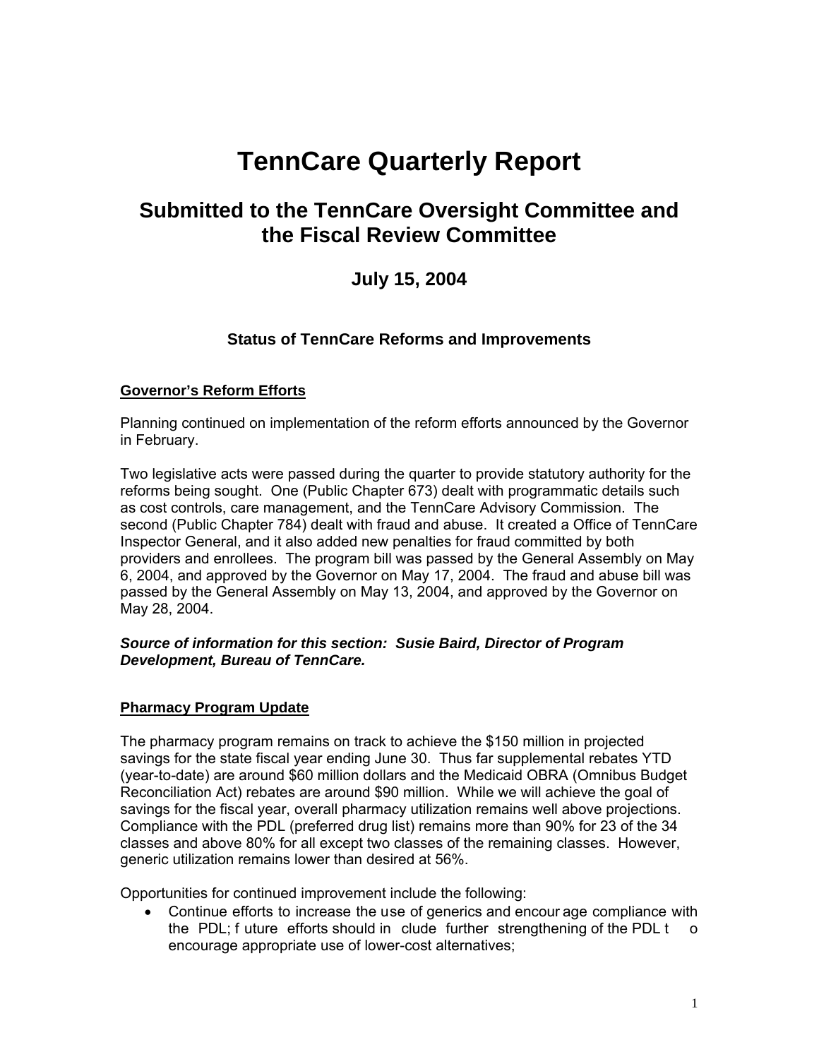# TennCare Quarterly Report

## Submitted to the TennCare Oversight Committee and the Fiscal Review Committee

### July 15, 2004

#### Status of TennCare Reforms and Improvements

**Governor's Reform Efforts**

Planning continued on implementation of the reform efforts announced by the Governor in February.

Two legislative acts were passed during the quarter to provide statutory authority for the reforms being sought. One (Public Chapter 673) dealt with programmatic details such as cost controls, care management, and the TennCare Advisory Commission. The second (Public Chapter 784) dealt with fraud and abuse. It created a Office of TennCare Inspector General, and it also added new penalties for fraud committed by both providers and enrollees. The program bill was passed by the General Assembly on May 6, 2004, and approved by the Governor on May 17, 2004. The fraud and abuse bill was passed by the General Assembly on May 13, 2004, and approved by the Governor on May 28, 2004.

***Source of information for this section: Susie Baird, Director of Program Development, Bureau of TennCare.***

**Pharmacy Program Update**

The pharmacy program remains on track to achieve the $150 million in projected savings for the state fiscal year ending June 30. Thus far supplemental rebates YTD (year-to-date) are around $60 million dollars and the Medicaid OBRA (Omnibus Budget Reconciliation Act) rebates are around $90 million. While we will achieve the goal of savings for the fiscal year, overall pharmacy utilization remains well above projections. Compliance with the PDL (preferred drug list) remains more than 90% for 23 of the 34 classes and above 80% for all except two classes of the remaining classes. However, generic utilization remains lower than desired at 56%.

Opportunities for continued improvement include the following:

- Continue efforts to increase the use of generics and encourage compliance with the PDL; future efforts should include further strengthening of the PDL to encourage appropriate use of lower-cost alternatives;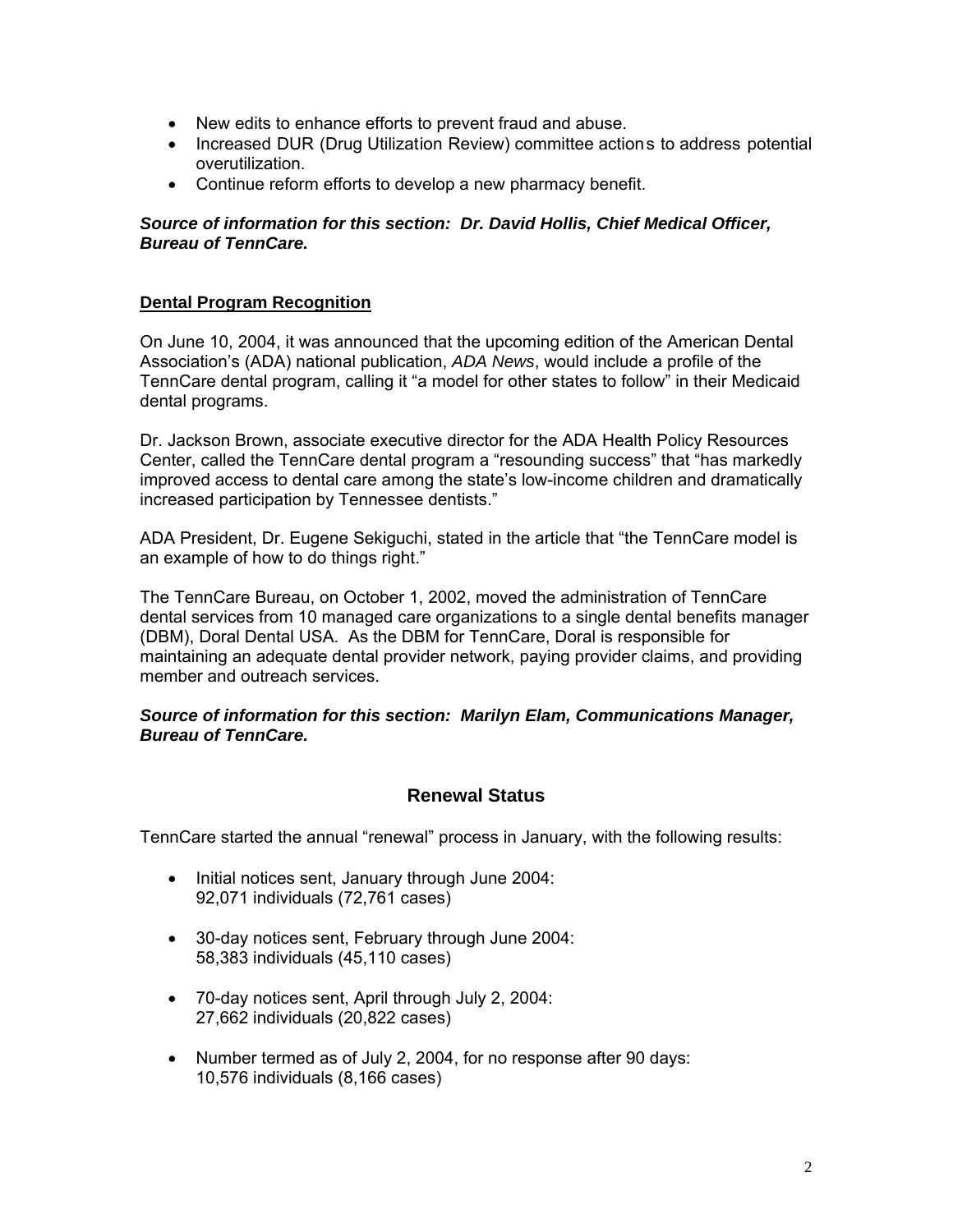- New edits to enhance efforts to prevent fraud and abuse.
- Increased DUR (Drug Utilization Review) committee actions to address potential overutilization.
- Continue reform efforts to develop a new pharmacy benefit.

***Source of information for this section: Dr. David Hollis, Chief Medical Officer, Bureau of TennCare.***

## Dental Program Recognition

On June 10, 2004, it was announced that the upcoming edition of the American Dental Association's (ADA) national publication, *ADA News*, would include a profile of the TennCare dental program, calling it "a model for other states to follow" in their Medicaid dental programs.

Dr. Jackson Brown, associate executive director for the ADA Health Policy Resources Center, called the TennCare dental program a "resounding success" that "has markedly improved access to dental care among the state's low-income children and dramatically increased participation by Tennessee dentists."

ADA President, Dr. Eugene Sekiguchi, stated in the article that "the TennCare model is an example of how to do things right."

The TennCare Bureau, on October 1, 2002, moved the administration of TennCare dental services from 10 managed care organizations to a single dental benefits manager (DBM), Doral Dental USA. As the DBM for TennCare, Doral is responsible for maintaining an adequate dental provider network, paying provider claims, and providing member and outreach services.

***Source of information for this section: Marilyn Elam, Communications Manager, Bureau of TennCare.***

# Renewal Status

TennCare started the annual "renewal" process in January, with the following results:

- Initial notices sent, January through June 2004:
  92,071 individuals (72,761 cases)

- 30-day notices sent, February through June 2004:
  58,383 individuals (45,110 cases)

- 70-day notices sent, April through July 2, 2004:
  27,662 individuals (20,822 cases)

- Number termed as of July 2, 2004, for no response after 90 days:
  10,576 individuals (8,166 cases)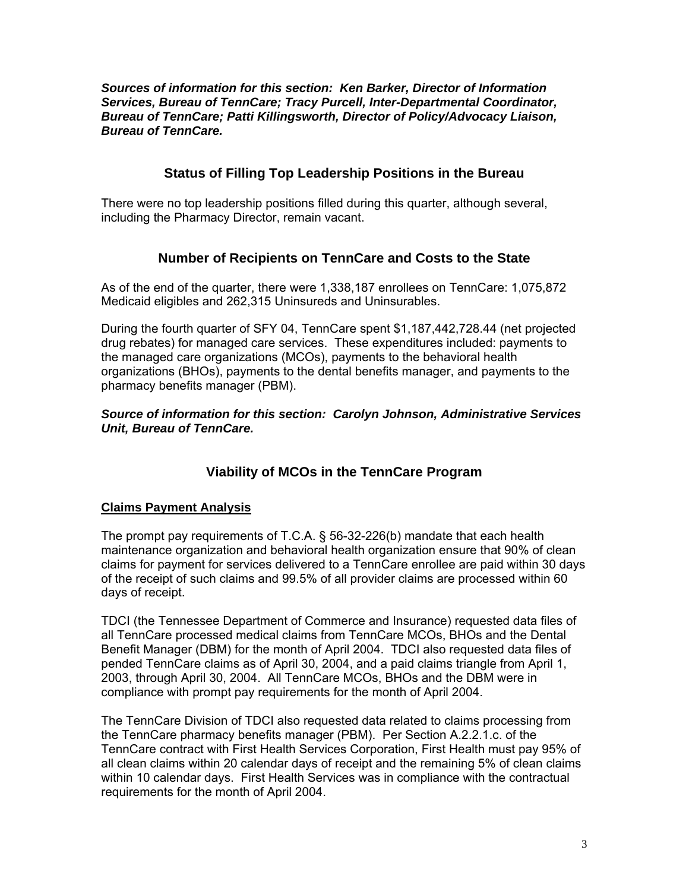***Sources of information for this section: Ken Barker, Director of Information Services, Bureau of TennCare; Tracy Purcell, Inter-Departmental Coordinator, Bureau of TennCare; Patti Killingsworth, Director of Policy/Advocacy Liaison, Bureau of TennCare.***

## Status of Filling Top Leadership Positions in the Bureau

There were no top leadership positions filled during this quarter, although several, including the Pharmacy Director, remain vacant.

## Number of Recipients on TennCare and Costs to the State

As of the end of the quarter, there were 1,338,187 enrollees on TennCare: 1,075,872 Medicaid eligibles and 262,315 Uninsureds and Uninsurables.

During the fourth quarter of SFY 04, TennCare spent $1,187,442,728.44 (net projected drug rebates) for managed care services. These expenditures included: payments to the managed care organizations (MCOs), payments to the behavioral health organizations (BHOs), payments to the dental benefits manager, and payments to the pharmacy benefits manager (PBM).

***Source of information for this section: Carolyn Johnson, Administrative Services Unit, Bureau of TennCare.***

## Viability of MCOs in the TennCare Program

### Claims Payment Analysis

The prompt pay requirements of T.C.A. § 56-32-226(b) mandate that each health maintenance organization and behavioral health organization ensure that 90% of clean claims for payment for services delivered to a TennCare enrollee are paid within 30 days of the receipt of such claims and 99.5% of all provider claims are processed within 60 days of receipt.

TDCI (the Tennessee Department of Commerce and Insurance) requested data files of all TennCare processed medical claims from TennCare MCOs, BHOs and the Dental Benefit Manager (DBM) for the month of April 2004. TDCI also requested data files of pended TennCare claims as of April 30, 2004, and a paid claims triangle from April 1, 2003, through April 30, 2004. All TennCare MCOs, BHOs and the DBM were in compliance with prompt pay requirements for the month of April 2004.

The TennCare Division of TDCI also requested data related to claims processing from the TennCare pharmacy benefits manager (PBM). Per Section A.2.2.1.c. of the TennCare contract with First Health Services Corporation, First Health must pay 95% of all clean claims within 20 calendar days of receipt and the remaining 5% of clean claims within 10 calendar days. First Health Services was in compliance with the contractual requirements for the month of April 2004.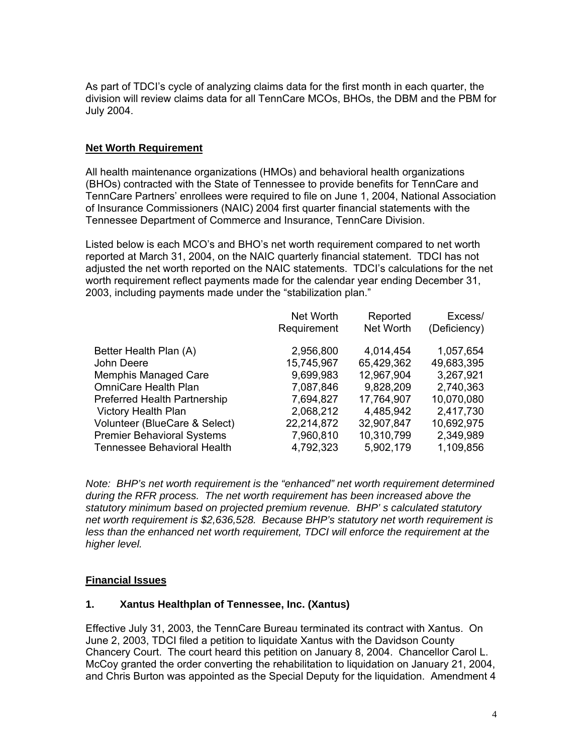As part of TDCI's cycle of analyzing claims data for the first month in each quarter, the division will review claims data for all TennCare MCOs, BHOs, the DBM and the PBM for July 2004.

## Net Worth Requirement

All health maintenance organizations (HMOs) and behavioral health organizations (BHOs) contracted with the State of Tennessee to provide benefits for TennCare and TennCare Partners' enrollees were required to file on June 1, 2004, National Association of Insurance Commissioners (NAIC) 2004 first quarter financial statements with the Tennessee Department of Commerce and Insurance, TennCare Division.

Listed below is each MCO's and BHO's net worth requirement compared to net worth reported at March 31, 2004, on the NAIC quarterly financial statement. TDCI has not adjusted the net worth reported on the NAIC statements. TDCI's calculations for the net worth requirement reflect payments made for the calendar year ending December 31, 2003, including payments made under the "stabilization plan."

| | Net Worth Requirement | Reported Net Worth | Excess/ (Deficiency) |
|---|---|---|---|
| Better Health Plan (A) | 2,956,800 | 4,014,454 | 1,057,654 |
| John Deere | 15,745,967 | 65,429,362 | 49,683,395 |
| Memphis Managed Care | 9,699,983 | 12,967,904 | 3,267,921 |
| OmniCare Health Plan | 7,087,846 | 9,828,209 | 2,740,363 |
| Preferred Health Partnership | 7,694,827 | 17,764,907 | 10,070,080 |
| Victory Health Plan | 2,068,212 | 4,485,942 | 2,417,730 |
| Volunteer (BlueCare & Select) | 22,214,872 | 32,907,847 | 10,692,975 |
| Premier Behavioral Systems | 7,960,810 | 10,310,799 | 2,349,989 |
| Tennessee Behavioral Health | 4,792,323 | 5,902,179 | 1,109,856 |

*Note: BHP's net worth requirement is the "enhanced" net worth requirement determined during the RFR process. The net worth requirement has been increased above the statutory minimum based on projected premium revenue. BHP' s calculated statutory net worth requirement is $2,636,528. Because BHP's statutory net worth requirement is less than the enhanced net worth requirement, TDCI will enforce the requirement at the higher level.*

## Financial Issues

### 1. Xantus Healthplan of Tennessee, Inc. (Xantus)

Effective July 31, 2003, the TennCare Bureau terminated its contract with Xantus. On June 2, 2003, TDCI filed a petition to liquidate Xantus with the Davidson County Chancery Court. The court heard this petition on January 8, 2004. Chancellor Carol L. McCoy granted the order converting the rehabilitation to liquidation on January 21, 2004, and Chris Burton was appointed as the Special Deputy for the liquidation. Amendment 4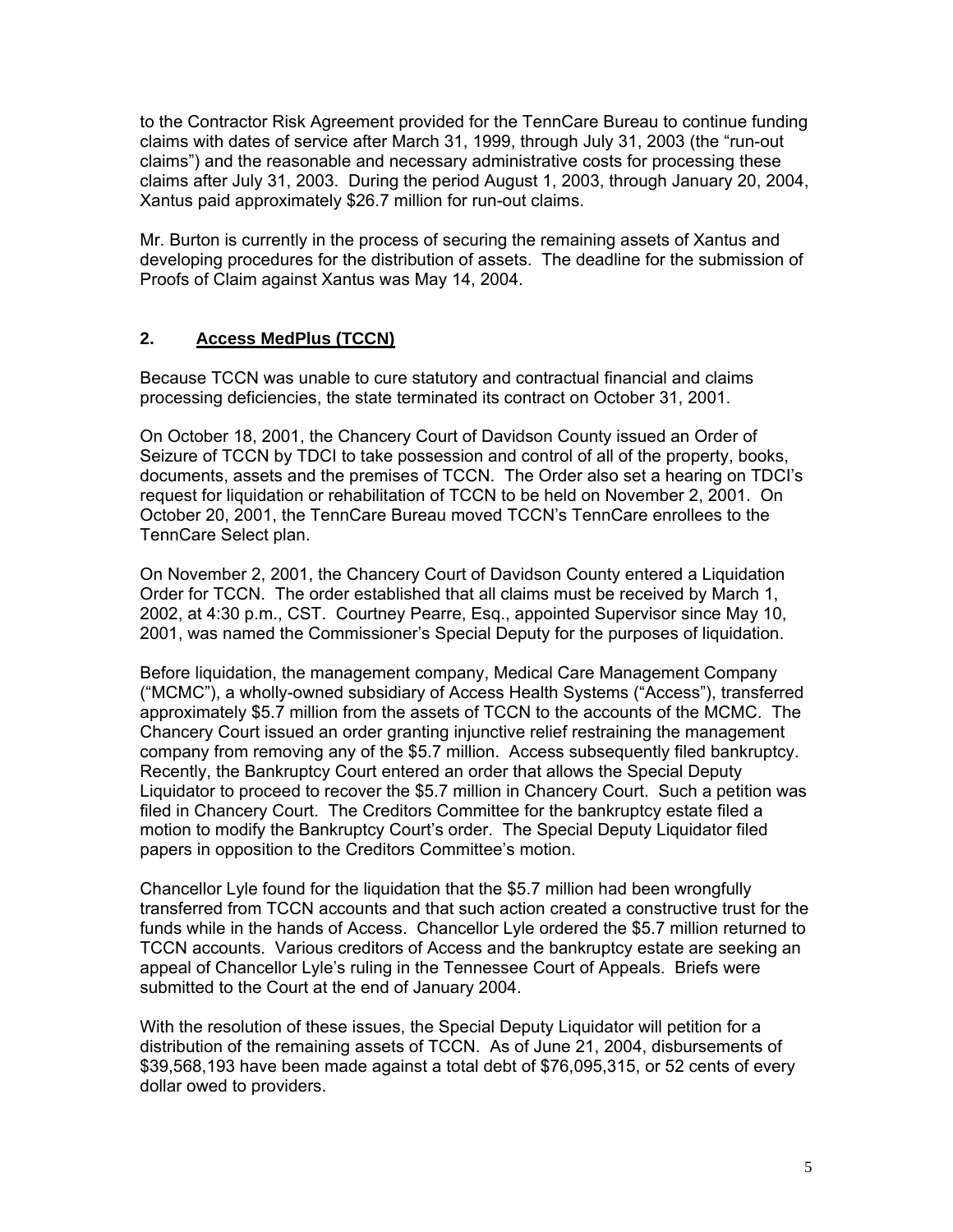to the Contractor Risk Agreement provided for the TennCare Bureau to continue funding claims with dates of service after March 31, 1999, through July 31, 2003 (the "run-out claims") and the reasonable and necessary administrative costs for processing these claims after July 31, 2003. During the period August 1, 2003, through January 20, 2004, Xantus paid approximately $26.7 million for run-out claims.

Mr. Burton is currently in the process of securing the remaining assets of Xantus and developing procedures for the distribution of assets. The deadline for the submission of Proofs of Claim against Xantus was May 14, 2004.

## 2. Access MedPlus (TCCN)

Because TCCN was unable to cure statutory and contractual financial and claims processing deficiencies, the state terminated its contract on October 31, 2001.

On October 18, 2001, the Chancery Court of Davidson County issued an Order of Seizure of TCCN by TDCI to take possession and control of all of the property, books, documents, assets and the premises of TCCN. The Order also set a hearing on TDCI's request for liquidation or rehabilitation of TCCN to be held on November 2, 2001. On October 20, 2001, the TennCare Bureau moved TCCN's TennCare enrollees to the TennCare Select plan.

On November 2, 2001, the Chancery Court of Davidson County entered a Liquidation Order for TCCN. The order established that all claims must be received by March 1, 2002, at 4:30 p.m., CST. Courtney Pearre, Esq., appointed Supervisor since May 10, 2001, was named the Commissioner's Special Deputy for the purposes of liquidation.

Before liquidation, the management company, Medical Care Management Company ("MCMC"), a wholly-owned subsidiary of Access Health Systems ("Access"), transferred approximately $5.7 million from the assets of TCCN to the accounts of the MCMC. The Chancery Court issued an order granting injunctive relief restraining the management company from removing any of the $5.7 million. Access subsequently filed bankruptcy. Recently, the Bankruptcy Court entered an order that allows the Special Deputy Liquidator to proceed to recover the $5.7 million in Chancery Court. Such a petition was filed in Chancery Court. The Creditors Committee for the bankruptcy estate filed a motion to modify the Bankruptcy Court's order. The Special Deputy Liquidator filed papers in opposition to the Creditors Committee's motion.

Chancellor Lyle found for the liquidation that the $5.7 million had been wrongfully transferred from TCCN accounts and that such action created a constructive trust for the funds while in the hands of Access. Chancellor Lyle ordered the $5.7 million returned to TCCN accounts. Various creditors of Access and the bankruptcy estate are seeking an appeal of Chancellor Lyle's ruling in the Tennessee Court of Appeals. Briefs were submitted to the Court at the end of January 2004.

With the resolution of these issues, the Special Deputy Liquidator will petition for a distribution of the remaining assets of TCCN. As of June 21, 2004, disbursements of $39,568,193 have been made against a total debt of $76,095,315, or 52 cents of every dollar owed to providers.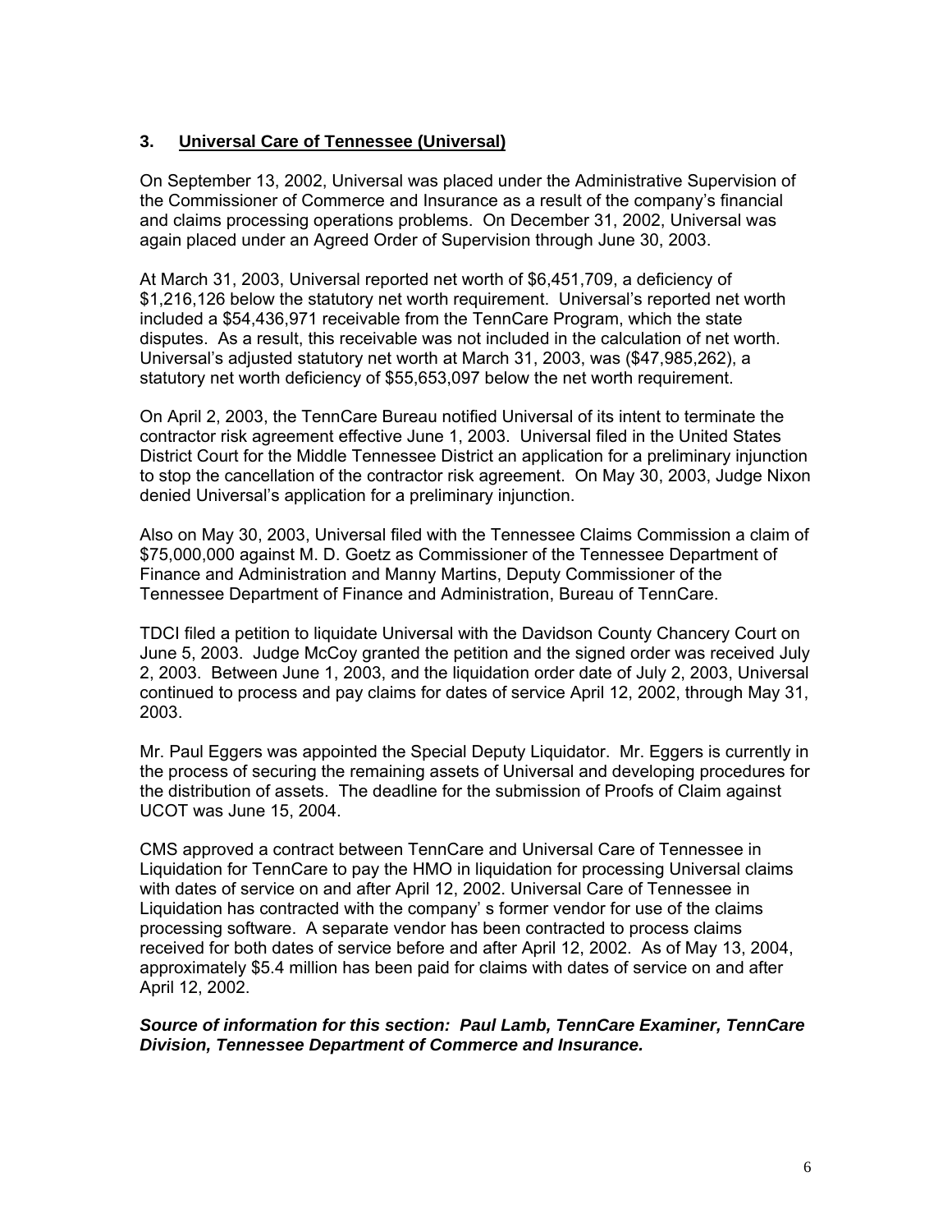### 3. <u>Universal Care of Tennessee (Universal)</u>

On September 13, 2002, Universal was placed under the Administrative Supervision of the Commissioner of Commerce and Insurance as a result of the company's financial and claims processing operations problems. On December 31, 2002, Universal was again placed under an Agreed Order of Supervision through June 30, 2003.

At March 31, 2003, Universal reported net worth of $6,451,709, a deficiency of $1,216,126 below the statutory net worth requirement. Universal's reported net worth included a $54,436,971 receivable from the TennCare Program, which the state disputes. As a result, this receivable was not included in the calculation of net worth. Universal's adjusted statutory net worth at March 31, 2003, was ($47,985,262), a statutory net worth deficiency of $55,653,097 below the net worth requirement.

On April 2, 2003, the TennCare Bureau notified Universal of its intent to terminate the contractor risk agreement effective June 1, 2003. Universal filed in the United States District Court for the Middle Tennessee District an application for a preliminary injunction to stop the cancellation of the contractor risk agreement. On May 30, 2003, Judge Nixon denied Universal's application for a preliminary injunction.

Also on May 30, 2003, Universal filed with the Tennessee Claims Commission a claim of $75,000,000 against M. D. Goetz as Commissioner of the Tennessee Department of Finance and Administration and Manny Martins, Deputy Commissioner of the Tennessee Department of Finance and Administration, Bureau of TennCare.

TDCI filed a petition to liquidate Universal with the Davidson County Chancery Court on June 5, 2003. Judge McCoy granted the petition and the signed order was received July 2, 2003. Between June 1, 2003, and the liquidation order date of July 2, 2003, Universal continued to process and pay claims for dates of service April 12, 2002, through May 31, 2003.

Mr. Paul Eggers was appointed the Special Deputy Liquidator. Mr. Eggers is currently in the process of securing the remaining assets of Universal and developing procedures for the distribution of assets. The deadline for the submission of Proofs of Claim against UCOT was June 15, 2004.

CMS approved a contract between TennCare and Universal Care of Tennessee in Liquidation for TennCare to pay the HMO in liquidation for processing Universal claims with dates of service on and after April 12, 2002. Universal Care of Tennessee in Liquidation has contracted with the company' s former vendor for use of the claims processing software. A separate vendor has been contracted to process claims received for both dates of service before and after April 12, 2002. As of May 13, 2004, approximately $5.4 million has been paid for claims with dates of service on and after April 12, 2002.

***Source of information for this section: Paul Lamb, TennCare Examiner, TennCare Division, Tennessee Department of Commerce and Insurance.***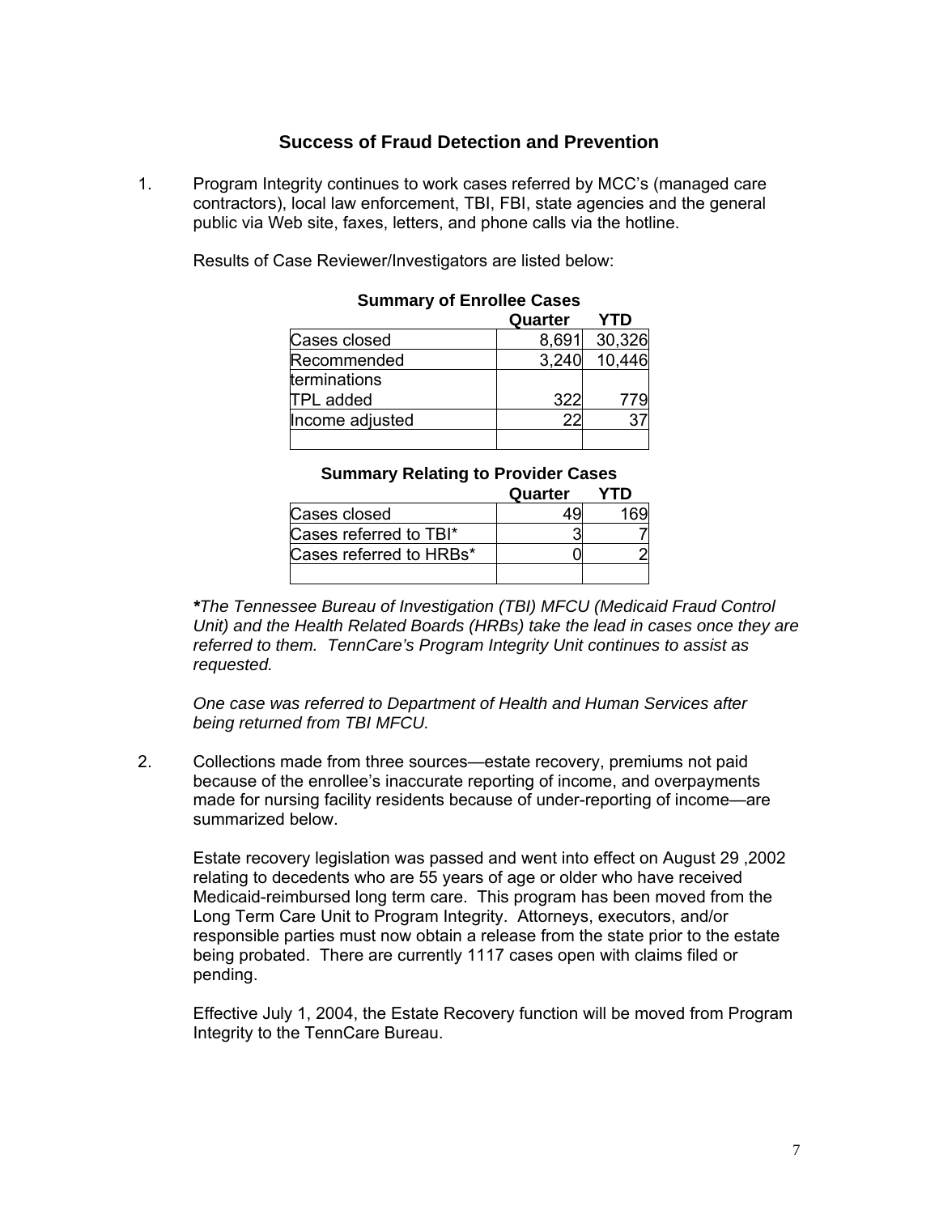## Success of Fraud Detection and Prevention

1. Program Integrity continues to work cases referred by MCC's (managed care contractors), local law enforcement, TBI, FBI, state agencies and the general public via Web site, faxes, letters, and phone calls via the hotline.

   Results of Case Reviewer/Investigators are listed below:

   **Summary of Enrollee Cases**

   | | Quarter | YTD |
   |---|---|---|
   | Cases closed | 8,691 | 30,326 |
   | Recommended terminations | 3,240 | 10,446 |
   | TPL added | 322 | 779 |
   | Income adjusted | 22 | 37 |
   | | | |

   **Summary Relating to Provider Cases**

   | | Quarter | YTD |
   |---|---|---|
   | Cases closed | 49 | 169 |
   | Cases referred to TBI* | 3 | 7 |
   | Cases referred to HRBs* | 0 | 2 |
   | | | |

   ***The Tennessee Bureau of Investigation (TBI) MFCU (Medicaid Fraud Control Unit) and the Health Related Boards (HRBs) take the lead in cases once they are referred to them. TennCare's Program Integrity Unit continues to assist as requested.***

   *One case was referred to Department of Health and Human Services after being returned from TBI MFCU.*

2. Collections made from three sources—estate recovery, premiums not paid because of the enrollee's inaccurate reporting of income, and overpayments made for nursing facility residents because of under-reporting of income—are summarized below.

   Estate recovery legislation was passed and went into effect on August 29 ,2002 relating to decedents who are 55 years of age or older who have received Medicaid-reimbursed long term care. This program has been moved from the Long Term Care Unit to Program Integrity. Attorneys, executors, and/or responsible parties must now obtain a release from the state prior to the estate being probated. There are currently 1117 cases open with claims filed or pending.

   Effective July 1, 2004, the Estate Recovery function will be moved from Program Integrity to the TennCare Bureau.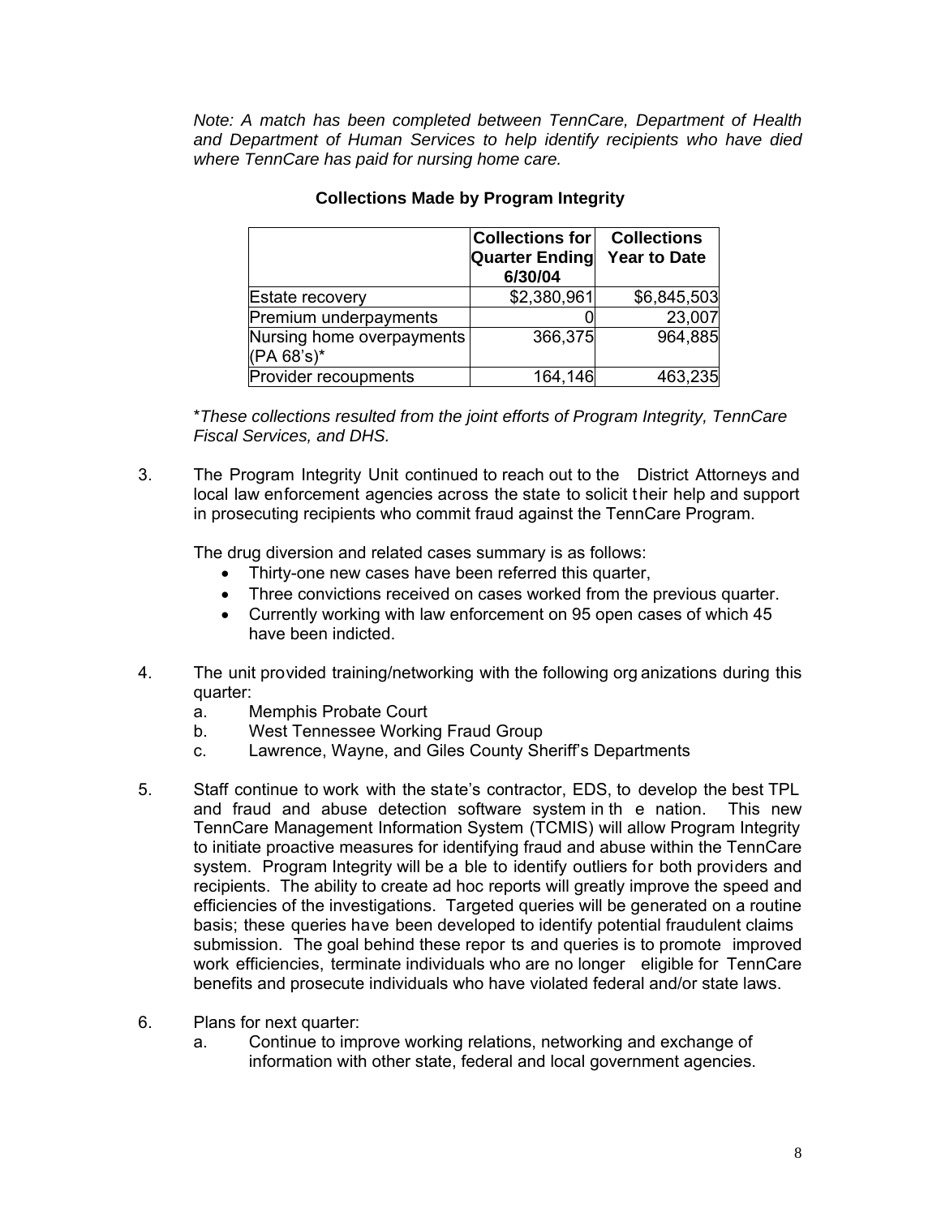*Note: A match has been completed between TennCare, Department of Health and Department of Human Services to help identify recipients who have died where TennCare has paid for nursing home care.*

**Collections Made by Program Integrity**

| | Collections for Quarter Ending 6/30/04 | Collections Year to Date |
|---|---|---|
| Estate recovery | $2,380,961 | $6,845,503 |
| Premium underpayments | 0 | 23,007 |
| Nursing home overpayments (PA 68's)* | 366,375 | 964,885 |
| Provider recoupments | 164,146 | 463,235 |

**These collections resulted from the joint efforts of Program Integrity, TennCare Fiscal Services, and DHS.*

3. The Program Integrity Unit continued to reach out to the District Attorneys and local law enforcement agencies across the state to solicit their help and support in prosecuting recipients who commit fraud against the TennCare Program.

   The drug diversion and related cases summary is as follows:
   - Thirty-one new cases have been referred this quarter,
   - Three convictions received on cases worked from the previous quarter.
   - Currently working with law enforcement on 95 open cases of which 45 have been indicted.

4. The unit provided training/networking with the following organizations during this quarter:
   a. Memphis Probate Court
   b. West Tennessee Working Fraud Group
   c. Lawrence, Wayne, and Giles County Sheriff's Departments

5. Staff continue to work with the state's contractor, EDS, to develop the best TPL and fraud and abuse detection software system in the nation. This new TennCare Management Information System (TCMIS) will allow Program Integrity to initiate proactive measures for identifying fraud and abuse within the TennCare system. Program Integrity will be a ble to identify outliers for both providers and recipients. The ability to create ad hoc reports will greatly improve the speed and efficiencies of the investigations. Targeted queries will be generated on a routine basis; these queries have been developed to identify potential fraudulent claims submission. The goal behind these reports and queries is to promote improved work efficiencies, terminate individuals who are no longer eligible for TennCare benefits and prosecute individuals who have violated federal and/or state laws.

6. Plans for next quarter:
   a. Continue to improve working relations, networking and exchange of information with other state, federal and local government agencies.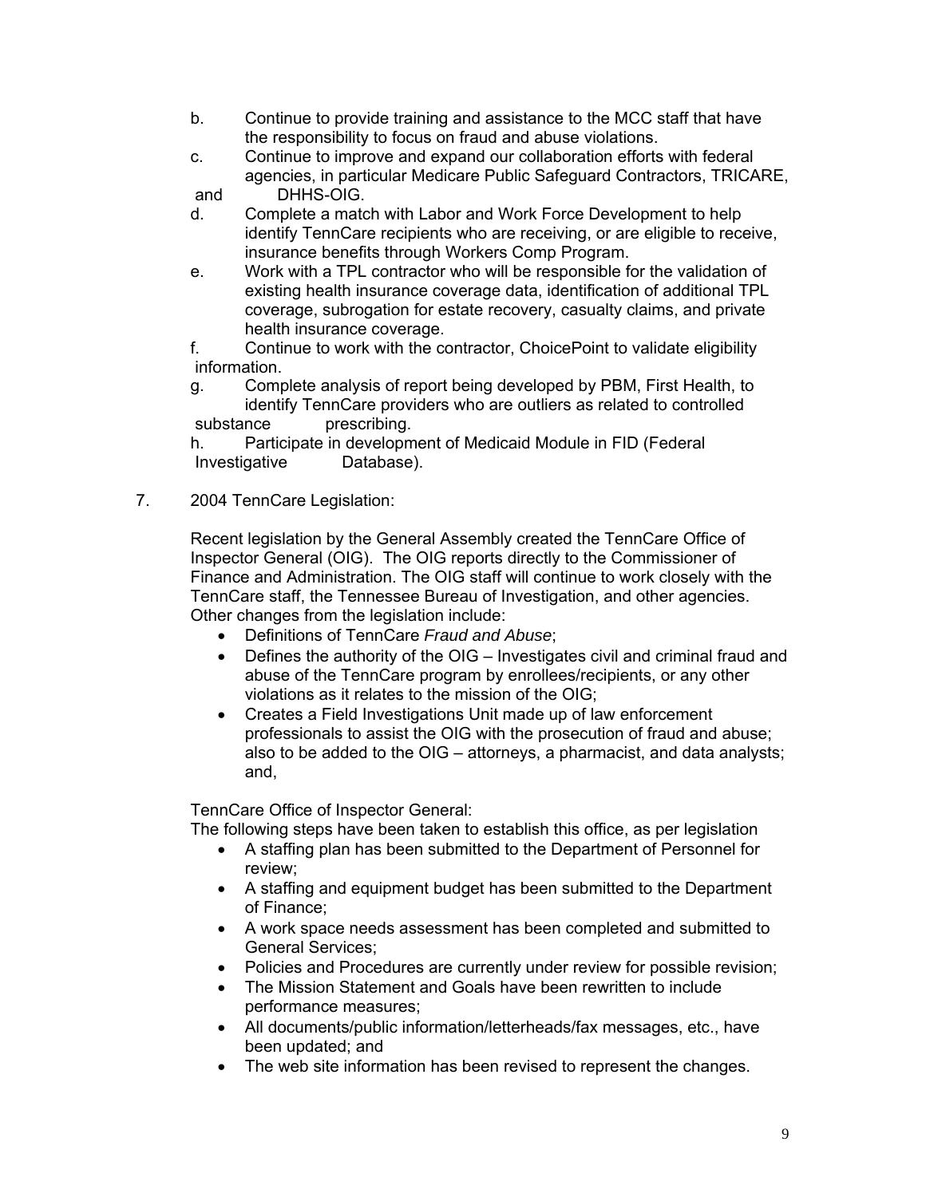b. Continue to provide training and assistance to the MCC staff that have the responsibility to focus on fraud and abuse violations.

c. Continue to improve and expand our collaboration efforts with federal agencies, in particular Medicare Public Safeguard Contractors, TRICARE, and DHHS-OIG.

d. Complete a match with Labor and Work Force Development to help identify TennCare recipients who are receiving, or are eligible to receive, insurance benefits through Workers Comp Program.

e. Work with a TPL contractor who will be responsible for the validation of existing health insurance coverage data, identification of additional TPL coverage, subrogation for estate recovery, casualty claims, and private health insurance coverage.

f. Continue to work with the contractor, ChoicePoint to validate eligibility information.

g. Complete analysis of report being developed by PBM, First Health, to identify TennCare providers who are outliers as related to controlled substance prescribing.

h. Participate in development of Medicaid Module in FID (Federal Investigative Database).

7. 2004 TennCare Legislation:

Recent legislation by the General Assembly created the TennCare Office of Inspector General (OIG). The OIG reports directly to the Commissioner of Finance and Administration. The OIG staff will continue to work closely with the TennCare staff, the Tennessee Bureau of Investigation, and other agencies. Other changes from the legislation include:

- Definitions of TennCare *Fraud and Abuse*;
- Defines the authority of the OIG – Investigates civil and criminal fraud and abuse of the TennCare program by enrollees/recipients, or any other violations as it relates to the mission of the OIG;
- Creates a Field Investigations Unit made up of law enforcement professionals to assist the OIG with the prosecution of fraud and abuse; also to be added to the OIG – attorneys, a pharmacist, and data analysts; and,

TennCare Office of Inspector General:
The following steps have been taken to establish this office, as per legislation

- A staffing plan has been submitted to the Department of Personnel for review;
- A staffing and equipment budget has been submitted to the Department of Finance;
- A work space needs assessment has been completed and submitted to General Services;
- Policies and Procedures are currently under review for possible revision;
- The Mission Statement and Goals have been rewritten to include performance measures;
- All documents/public information/letterheads/fax messages, etc., have been updated; and
- The web site information has been revised to represent the changes.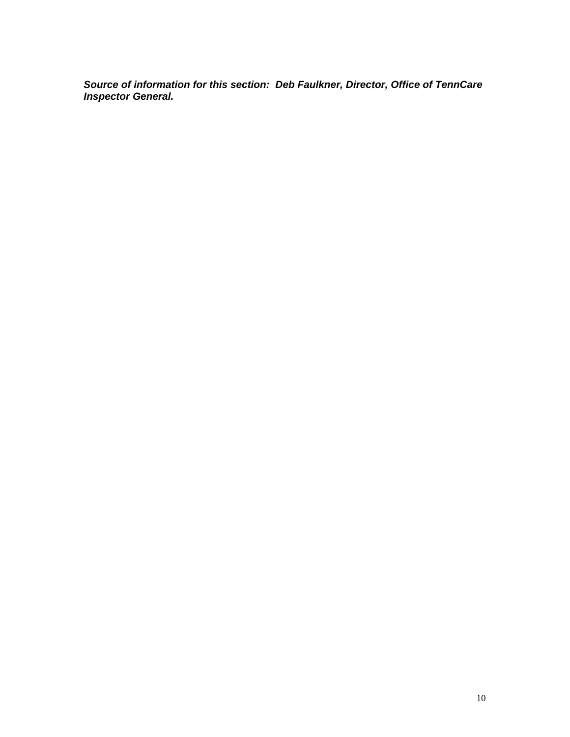***Source of information for this section: Deb Faulkner, Director, Office of TennCare Inspector General.***